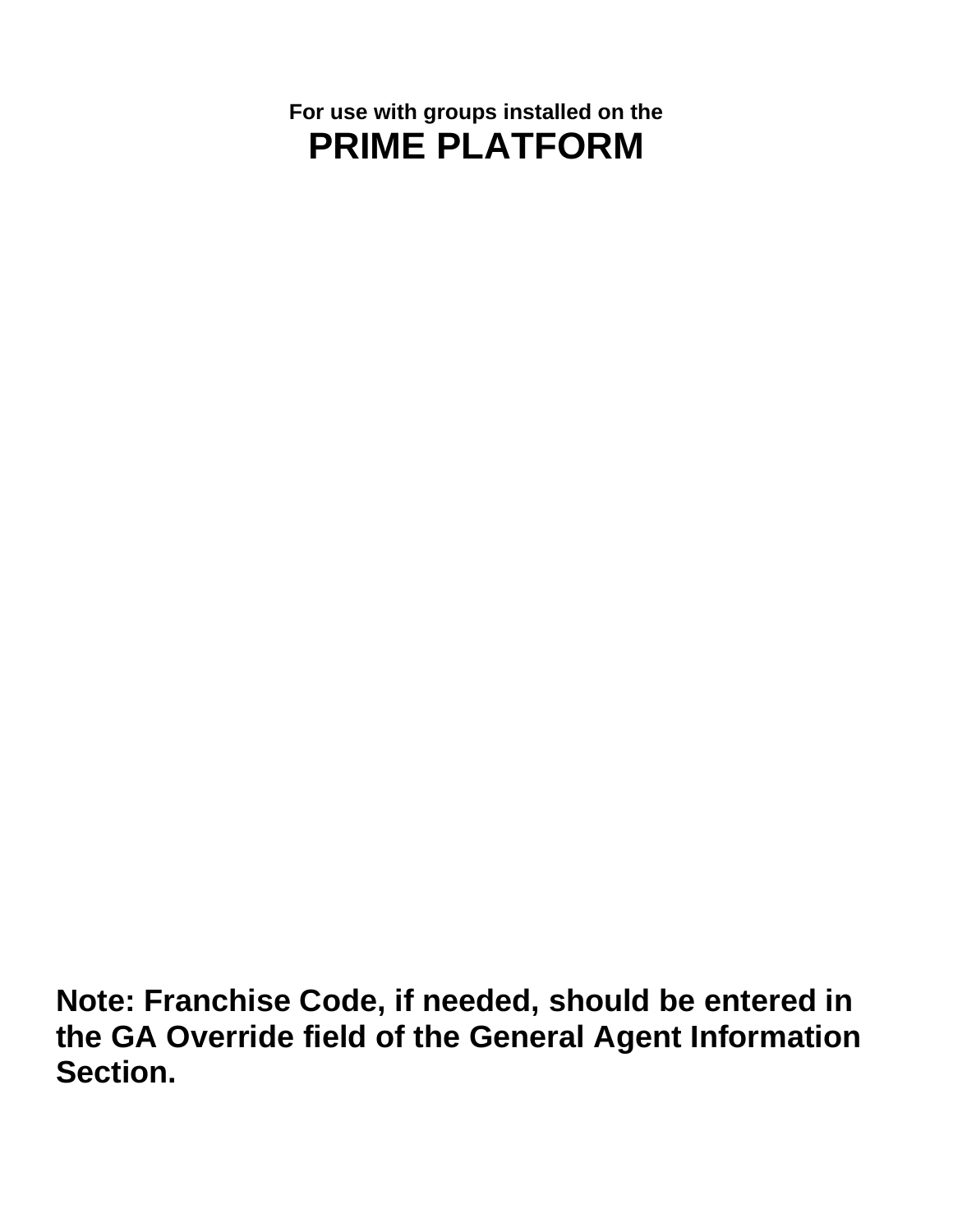For use with groups installed on the

# PRIME PLATFORM

**Note: Franchise Code, if needed, should be entered in the GA Override field of the General Agent Information Section.**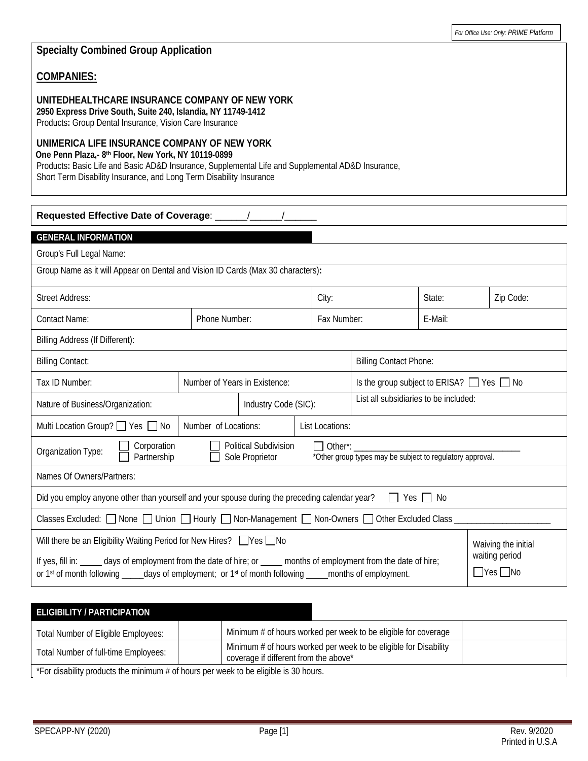For Office Use: Only: *PRIME Platform*

# Specialty Combined Group Application

## COMPANIES:

**UNITEDHEALTHCARE INSURANCE COMPANY OF NEW YORK**
**2950 Express Drive South, Suite 240, Islandia, NY 11749-1412**
Products**:** Group Dental Insurance, Vision Care Insurance

**UNIMERICA LIFE INSURANCE COMPANY OF NEW YORK**
**One Penn Plaza,- 8th Floor, New York, NY 10119-0899**
Products**:** Basic Life and Basic AD&D Insurance, Supplemental Life and Supplemental AD&D Insurance, Short Term Disability Insurance, and Long Term Disability Insurance

**Requested Effective Date of Coverage**: ______/______/______

## GENERAL INFORMATION

Group's Full Legal Name:

Group Name as it will Appear on Dental and Vision ID Cards (Max 30 characters)**:**

| Street Address: | City: | State: | Zip Code: |
|---|---|---|---|

| Contact Name: | Phone Number: | Fax Number: | E-Mail: |
|---|---|---|---|

Billing Address (If Different):

| Billing Contact: | Billing Contact Phone: |
|---|---|

| Tax ID Number: | Number of Years in Existence: | Is the group subject to ERISA? ☐ Yes ☐ No |
|---|---|---|

| Nature of Business/Organization: | Industry Code (SIC): | List all subsidiaries to be included: |
|---|---|---|

| Multi Location Group? ☐ Yes ☐ No | Number of Locations: | List Locations: |
|---|---|---|

Organization Type: ☐ Corporation ☐ Partnership ☐ Political Subdivision ☐ Sole Proprietor ☐ Other*: ______________________________________
*Other group types may be subject to regulatory approval.

Names Of Owners/Partners:

Did you employ anyone other than yourself and your spouse during the preceding calendar year? ☐ Yes ☐ No

Classes Excluded: ☐ None ☐ Union ☐ Hourly ☐ Non-Management ☐ Non-Owners ☐ Other Excluded Class ______________________

Will there be an Eligibility Waiting Period for New Hires? ☐ Yes ☐ No

If yes, fill in: _____ days of employment from the date of hire; or _____ months of employment from the date of hire; or 1st of month following _____days of employment; or 1st of month following _____months of employment.

Waiving the initial waiting period ☐ Yes ☐ No

## ELIGIBILITY / PARTICIPATION

| Total Number of Eligible Employees: | | Minimum # of hours worked per week to be eligible for coverage | |
|---|---|---|---|
| Total Number of full-time Employees: | | Minimum # of hours worked per week to be eligible for Disability coverage if different from the above* | |

*For disability products the minimum # of hours per week to be eligible is 30 hours.

SPECAPP-NY (2020) Rev. 9/2020 Printed in U.S.A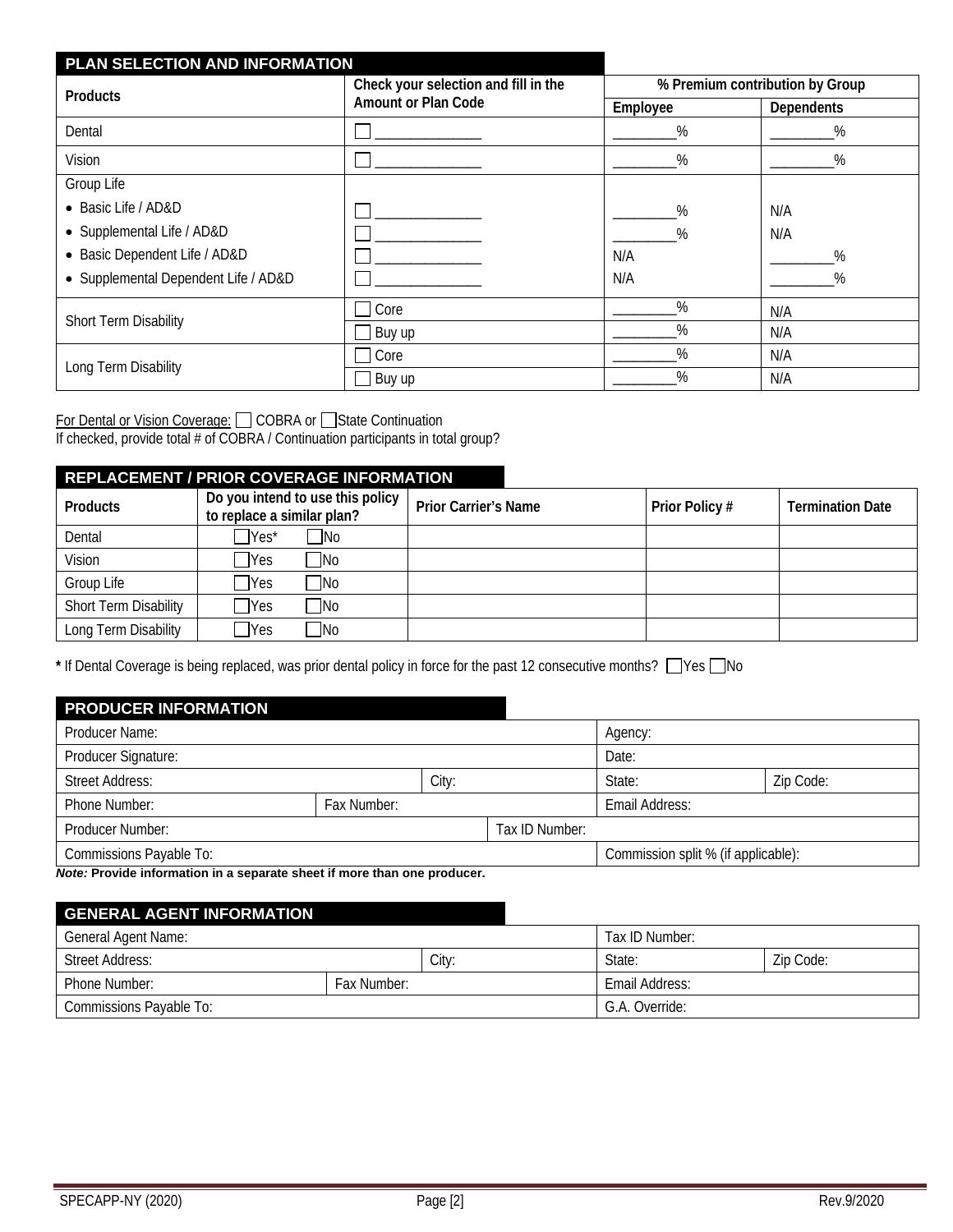## PLAN SELECTION AND INFORMATION

| Products | Check your selection and fill in the Amount or Plan Code | % Premium contribution by Group | |
|---|---|---|---|
| | | Employee | Dependents |
| Dental | ☐ ______________ | ________% | ________% |
| Vision | ☐ ______________ | ________% | ________% |
| Group Life | | | |
| • Basic Life / AD&D | ☐ ______________ | ________% | N/A |
| • Supplemental Life / AD&D | ☐ ______________ | ________% | N/A |
| • Basic Dependent Life / AD&D | ☐ ______________ | N/A | ________% |
| • Supplemental Dependent Life / AD&D | ☐ ______________ | N/A | ________% |
| Short Term Disability | ☐ Core | ________% | N/A |
| | ☐ Buy up | ________% | N/A |
| Long Term Disability | ☐ Core | ________% | N/A |
| | ☐ Buy up | ________% | N/A |

For Dental or Vision Coverage: ☐ COBRA or ☐ State Continuation
If checked, provide total # of COBRA / Continuation participants in total group?

## REPLACEMENT / PRIOR COVERAGE INFORMATION

| Products | Do you intend to use this policy to replace a similar plan? | Prior Carrier's Name | Prior Policy # | Termination Date |
|---|---|---|---|---|
| Dental | ☐ Yes* ☐ No | | | |
| Vision | ☐ Yes ☐ No | | | |
| Group Life | ☐ Yes ☐ No | | | |
| Short Term Disability | ☐ Yes ☐ No | | | |
| Long Term Disability | ☐ Yes ☐ No | | | |

**\*** If Dental Coverage is being replaced, was prior dental policy in force for the past 12 consecutive months? ☐ Yes ☐ No

## PRODUCER INFORMATION

| | | | |
|---|---|---|---|
| Producer Name: | | Agency: | |
| Producer Signature: | | Date: | |
| Street Address: | City: | State: | Zip Code: |
| Phone Number: | Fax Number: | Email Address: | |
| Producer Number: | Tax ID Number: | | |
| Commissions Payable To: | | Commission split % (if applicable): | |

***Note:*** **Provide information in a separate sheet if more than one producer.**

## GENERAL AGENT INFORMATION

| | | | |
|---|---|---|---|
| General Agent Name: | | Tax ID Number: | |
| Street Address: | City: | State: | Zip Code: |
| Phone Number: | Fax Number: | Email Address: | |
| Commissions Payable To: | | G.A. Override: | |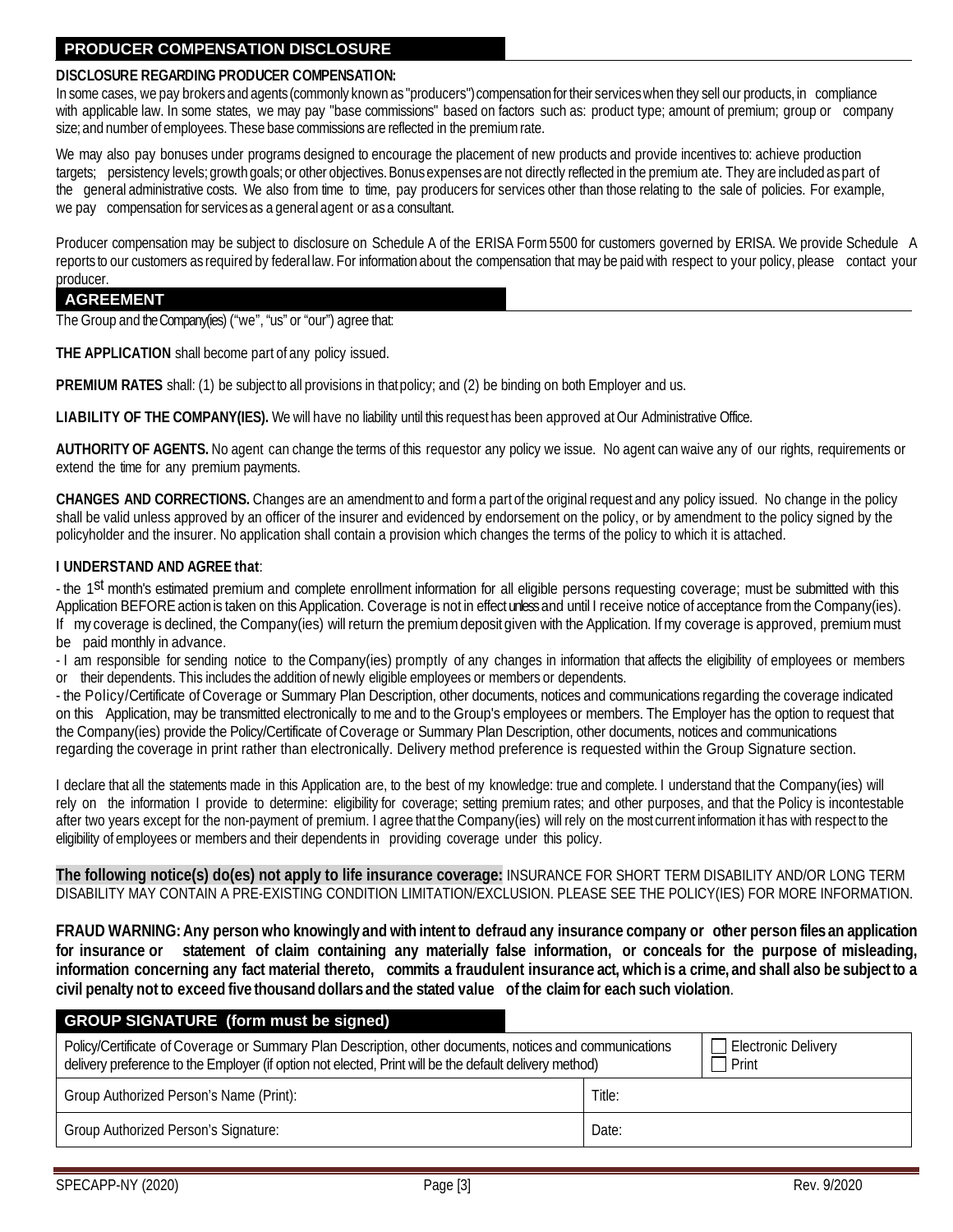## PRODUCER COMPENSATION DISCLOSURE

**DISCLOSURE REGARDING PRODUCER COMPENSATION:**

In some cases, we pay brokers and agents (commonly known as "producers") compensation for their services when they sell our products, in compliance with applicable law. In some states, we may pay "base commissions" based on factors such as: product type; amount of premium; group or company size; and number of employees. These base commissions are reflected in the premium rate.

We may also pay bonuses under programs designed to encourage the placement of new products and provide incentives to: achieve production targets; persistency levels; growth goals; or other objectives. Bonus expenses are not directly reflected in the premium ate. They are included as part of the general administrative costs. We also from time to time, pay producers for services other than those relating to the sale of policies. For example, we pay compensation for services as a general agent or as a consultant.

Producer compensation may be subject to disclosure on Schedule A of the ERISA Form 5500 for customers governed by ERISA. We provide Schedule A reports to our customers as required by federal law. For information about the compensation that may be paid with respect to your policy, please contact your producer.

## AGREEMENT

The Group and the Company(ies) ("we", "us" or "our") agree that:

**THE APPLICATION** shall become part of any policy issued.

**PREMIUM RATES** shall: (1) be subject to all provisions in that policy; and (2) be binding on both Employer and us.

**LIABILITY OF THE COMPANY(IES).** We will have no liability until this request has been approved at Our Administrative Office.

**AUTHORITY OF AGENTS.** No agent can change the terms of this requestor any policy we issue. No agent can waive any of our rights, requirements or extend the time for any premium payments.

**CHANGES AND CORRECTIONS.** Changes are an amendment to and form a part of the original request and any policy issued. No change in the policy shall be valid unless approved by an officer of the insurer and evidenced by endorsement on the policy, or by amendment to the policy signed by the policyholder and the insurer. No application shall contain a provision which changes the terms of the policy to which it is attached.

**I UNDERSTAND AND AGREE that**:

- the 1st month's estimated premium and complete enrollment information for all eligible persons requesting coverage; must be submitted with this Application BEFORE action is taken on this Application. Coverage is not in effect unless and until I receive notice of acceptance from the Company(ies). If my coverage is declined, the Company(ies) will return the premium deposit given with the Application. If my coverage is approved, premium must be paid monthly in advance.
- I am responsible for sending notice to the Company(ies) promptly of any changes in information that affects the eligibility of employees or members or their dependents. This includes the addition of newly eligible employees or members or dependents.
- the Policy/Certificate of Coverage or Summary Plan Description, other documents, notices and communications regarding the coverage indicated on this Application, may be transmitted electronically to me and to the Group's employees or members. The Employer has the option to request that the Company(ies) provide the Policy/Certificate of Coverage or Summary Plan Description, other documents, notices and communications regarding the coverage in print rather than electronically. Delivery method preference is requested within the Group Signature section.

I declare that all the statements made in this Application are, to the best of my knowledge: true and complete. I understand that the Company(ies) will rely on the information I provide to determine: eligibility for coverage; setting premium rates; and other purposes, and that the Policy is incontestable after two years except for the non-payment of premium. I agree that the Company(ies) will rely on the most current information it has with respect to the eligibility of employees or members and their dependents in providing coverage under this policy.

**The following notice(s) do(es) not apply to life insurance coverage:** INSURANCE FOR SHORT TERM DISABILITY AND/OR LONG TERM DISABILITY MAY CONTAIN A PRE-EXISTING CONDITION LIMITATION/EXCLUSION. PLEASE SEE THE POLICY(IES) FOR MORE INFORMATION.

**FRAUD WARNING: Any person who knowingly and with intent to defraud any insurance company or other person files an application for insurance or statement of claim containing any materially false information, or conceals for the purpose of misleading, information concerning any fact material thereto, commits a fraudulent insurance act, which is a crime, and shall also be subject to a civil penalty not to exceed five thousand dollars and the stated value of the claim for each such violation**.

## GROUP SIGNATURE (form must be signed)

| Policy/Certificate of Coverage or Summary Plan Description, other documents, notices and communications delivery preference to the Employer (if option not elected, Print will be the default delivery method) | ☐ Electronic Delivery<br>☐ Print |
|---|---|
| Group Authorized Person's Name (Print): | Title: |
| Group Authorized Person's Signature: | Date: |

SPECAPP-NY (2020) Rev. 9/2020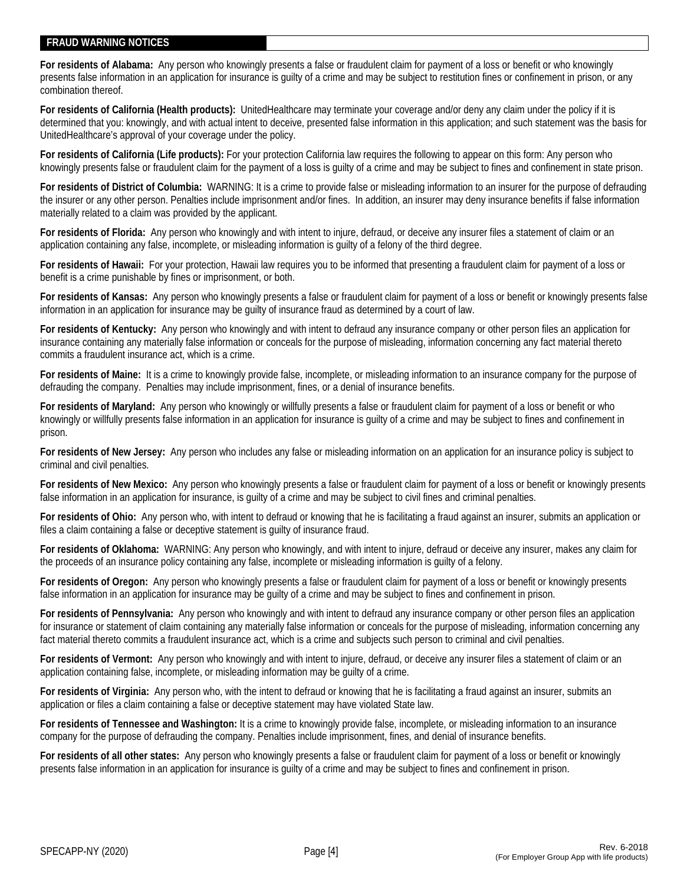## FRAUD WARNING NOTICES

**For residents of Alabama:** Any person who knowingly presents a false or fraudulent claim for payment of a loss or benefit or who knowingly presents false information in an application for insurance is guilty of a crime and may be subject to restitution fines or confinement in prison, or any combination thereof.

**For residents of California (Health products):** UnitedHealthcare may terminate your coverage and/or deny any claim under the policy if it is determined that you: knowingly, and with actual intent to deceive, presented false information in this application; and such statement was the basis for UnitedHealthcare's approval of your coverage under the policy.

**For residents of California (Life products):** For your protection California law requires the following to appear on this form: Any person who knowingly presents false or fraudulent claim for the payment of a loss is guilty of a crime and may be subject to fines and confinement in state prison.

**For residents of District of Columbia:** WARNING: It is a crime to provide false or misleading information to an insurer for the purpose of defrauding the insurer or any other person. Penalties include imprisonment and/or fines. In addition, an insurer may deny insurance benefits if false information materially related to a claim was provided by the applicant.

**For residents of Florida:** Any person who knowingly and with intent to injure, defraud, or deceive any insurer files a statement of claim or an application containing any false, incomplete, or misleading information is guilty of a felony of the third degree.

**For residents of Hawaii:** For your protection, Hawaii law requires you to be informed that presenting a fraudulent claim for payment of a loss or benefit is a crime punishable by fines or imprisonment, or both.

**For residents of Kansas:** Any person who knowingly presents a false or fraudulent claim for payment of a loss or benefit or knowingly presents false information in an application for insurance may be guilty of insurance fraud as determined by a court of law.

**For residents of Kentucky:** Any person who knowingly and with intent to defraud any insurance company or other person files an application for insurance containing any materially false information or conceals for the purpose of misleading, information concerning any fact material thereto commits a fraudulent insurance act, which is a crime.

**For residents of Maine:** It is a crime to knowingly provide false, incomplete, or misleading information to an insurance company for the purpose of defrauding the company. Penalties may include imprisonment, fines, or a denial of insurance benefits.

**For residents of Maryland:** Any person who knowingly or willfully presents a false or fraudulent claim for payment of a loss or benefit or who knowingly or willfully presents false information in an application for insurance is guilty of a crime and may be subject to fines and confinement in prison.

**For residents of New Jersey:** Any person who includes any false or misleading information on an application for an insurance policy is subject to criminal and civil penalties.

**For residents of New Mexico:** Any person who knowingly presents a false or fraudulent claim for payment of a loss or benefit or knowingly presents false information in an application for insurance, is guilty of a crime and may be subject to civil fines and criminal penalties.

**For residents of Ohio:** Any person who, with intent to defraud or knowing that he is facilitating a fraud against an insurer, submits an application or files a claim containing a false or deceptive statement is guilty of insurance fraud.

**For residents of Oklahoma:** WARNING: Any person who knowingly, and with intent to injure, defraud or deceive any insurer, makes any claim for the proceeds of an insurance policy containing any false, incomplete or misleading information is guilty of a felony.

**For residents of Oregon:** Any person who knowingly presents a false or fraudulent claim for payment of a loss or benefit or knowingly presents false information in an application for insurance may be guilty of a crime and may be subject to fines and confinement in prison.

**For residents of Pennsylvania:** Any person who knowingly and with intent to defraud any insurance company or other person files an application for insurance or statement of claim containing any materially false information or conceals for the purpose of misleading, information concerning any fact material thereto commits a fraudulent insurance act, which is a crime and subjects such person to criminal and civil penalties.

**For residents of Vermont:** Any person who knowingly and with intent to injure, defraud, or deceive any insurer files a statement of claim or an application containing false, incomplete, or misleading information may be guilty of a crime.

**For residents of Virginia:** Any person who, with the intent to defraud or knowing that he is facilitating a fraud against an insurer, submits an application or files a claim containing a false or deceptive statement may have violated State law.

**For residents of Tennessee and Washington:** It is a crime to knowingly provide false, incomplete, or misleading information to an insurance company for the purpose of defrauding the company. Penalties include imprisonment, fines, and denial of insurance benefits.

**For residents of all other states:** Any person who knowingly presents a false or fraudulent claim for payment of a loss or benefit or knowingly presents false information in an application for insurance is guilty of a crime and may be subject to fines and confinement in prison.